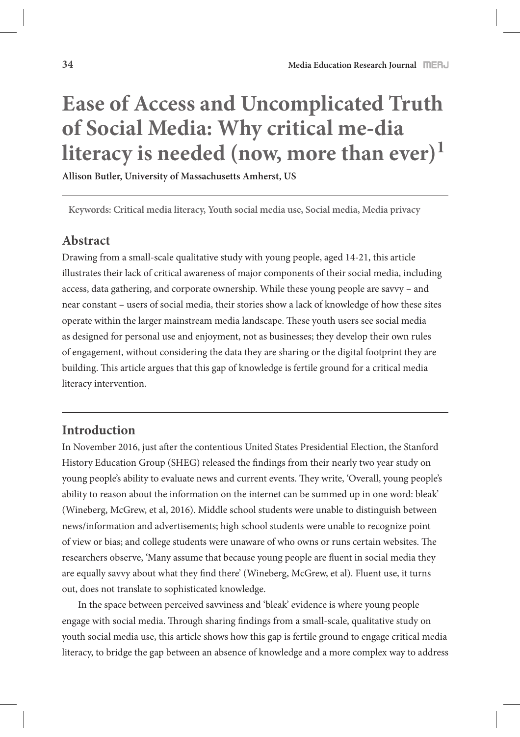# Ease of Access and Uncomplicated Truth of Social Media: Why critical me-dia literacy is needed (now, more than ever)[1]

**Allison Butler, University of Massachusetts Amherst, US**

**Keywords: Critical media literacy, Youth social media use, Social media, Media privacy**

## Abstract

Drawing from a small-scale qualitative study with young people, aged 14-21, this article illustrates their lack of critical awareness of major components of their social media, including access, data gathering, and corporate ownership. While these young people are savvy – and near constant – users of social media, their stories show a lack of knowledge of how these sites operate within the larger mainstream media landscape. These youth users see social media as designed for personal use and enjoyment, not as businesses; they develop their own rules of engagement, without considering the data they are sharing or the digital footprint they are building. This article argues that this gap of knowledge is fertile ground for a critical media literacy intervention.

## Introduction

In November 2016, just after the contentious United States Presidential Election, the Stanford History Education Group (SHEG) released the findings from their nearly two year study on young people's ability to evaluate news and current events. They write, 'Overall, young people's ability to reason about the information on the internet can be summed up in one word: bleak' (Wineberg, McGrew, et al, 2016). Middle school students were unable to distinguish between news/information and advertisements; high school students were unable to recognize point of view or bias; and college students were unaware of who owns or runs certain websites. The researchers observe, 'Many assume that because young people are fluent in social media they are equally savvy about what they find there' (Wineberg, McGrew, et al). Fluent use, it turns out, does not translate to sophisticated knowledge.

In the space between perceived savviness and 'bleak' evidence is where young people engage with social media. Through sharing findings from a small-scale, qualitative study on youth social media use, this article shows how this gap is fertile ground to engage critical media literacy, to bridge the gap between an absence of knowledge and a more complex way to address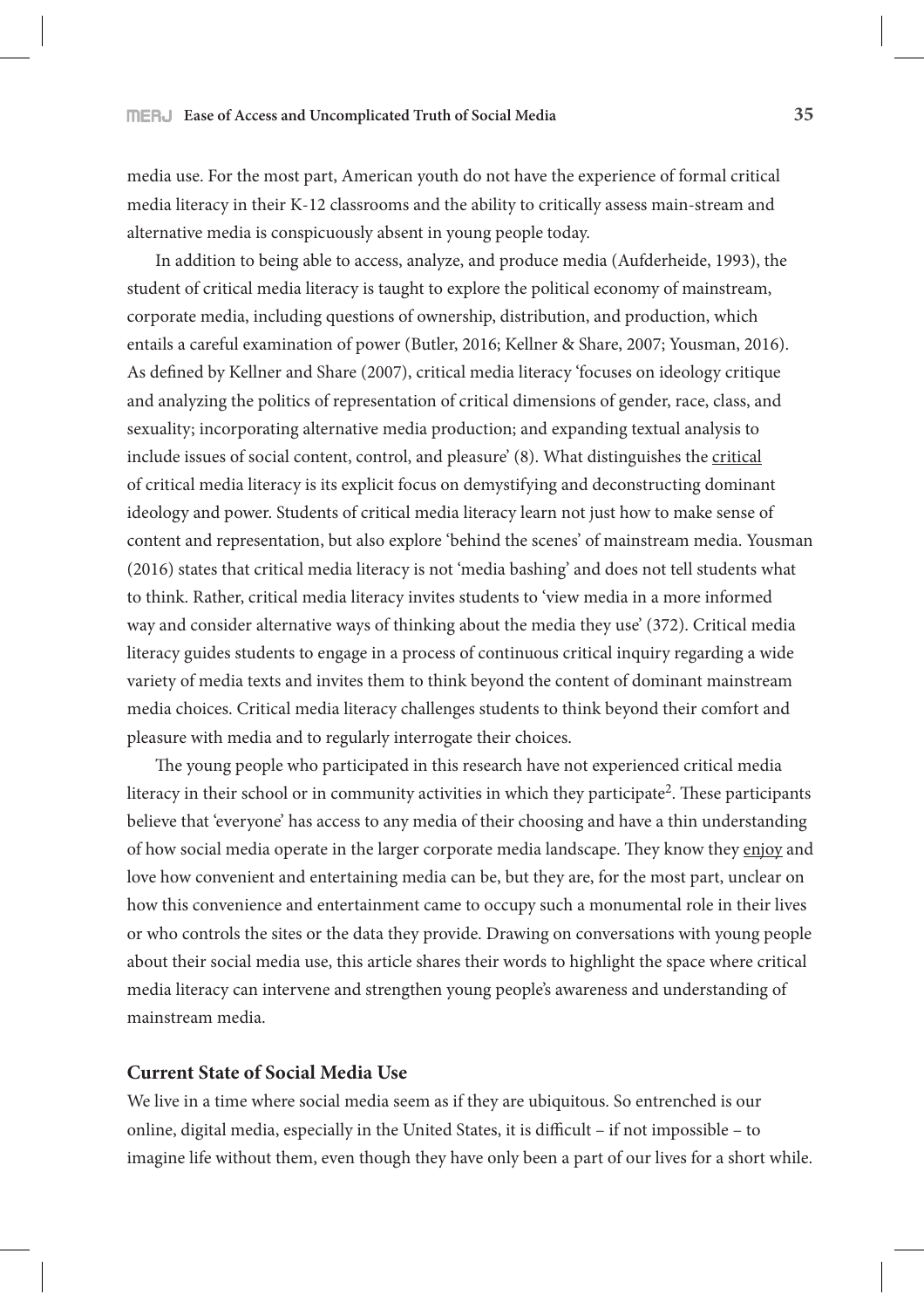media use. For the most part, American youth do not have the experience of formal critical media literacy in their K-12 classrooms and the ability to critically assess main-stream and alternative media is conspicuously absent in young people today.

In addition to being able to access, analyze, and produce media (Aufderheide, 1993), the student of critical media literacy is taught to explore the political economy of mainstream, corporate media, including questions of ownership, distribution, and production, which entails a careful examination of power (Butler, 2016; Kellner & Share, 2007; Yousman, 2016). As defined by Kellner and Share (2007), critical media literacy 'focuses on ideology critique and analyzing the politics of representation of critical dimensions of gender, race, class, and sexuality; incorporating alternative media production; and expanding textual analysis to include issues of social content, control, and pleasure' (8). What distinguishes the <u>critical</u> of critical media literacy is its explicit focus on demystifying and deconstructing dominant ideology and power. Students of critical media literacy learn not just how to make sense of content and representation, but also explore 'behind the scenes' of mainstream media. Yousman (2016) states that critical media literacy is not 'media bashing' and does not tell students what to think. Rather, critical media literacy invites students to 'view media in a more informed way and consider alternative ways of thinking about the media they use' (372). Critical media literacy guides students to engage in a process of continuous critical inquiry regarding a wide variety of media texts and invites them to think beyond the content of dominant mainstream media choices. Critical media literacy challenges students to think beyond their comfort and pleasure with media and to regularly interrogate their choices.

The young people who participated in this research have not experienced critical media literacy in their school or in community activities in which they participate[2]. These participants believe that 'everyone' has access to any media of their choosing and have a thin understanding of how social media operate in the larger corporate media landscape. They know they <u>enjoy</u> and love how convenient and entertaining media can be, but they are, for the most part, unclear on how this convenience and entertainment came to occupy such a monumental role in their lives or who controls the sites or the data they provide. Drawing on conversations with young people about their social media use, this article shares their words to highlight the space where critical media literacy can intervene and strengthen young people's awareness and understanding of mainstream media.

## Current State of Social Media Use

We live in a time where social media seem as if they are ubiquitous. So entrenched is our online, digital media, especially in the United States, it is difficult – if not impossible – to imagine life without them, even though they have only been a part of our lives for a short while.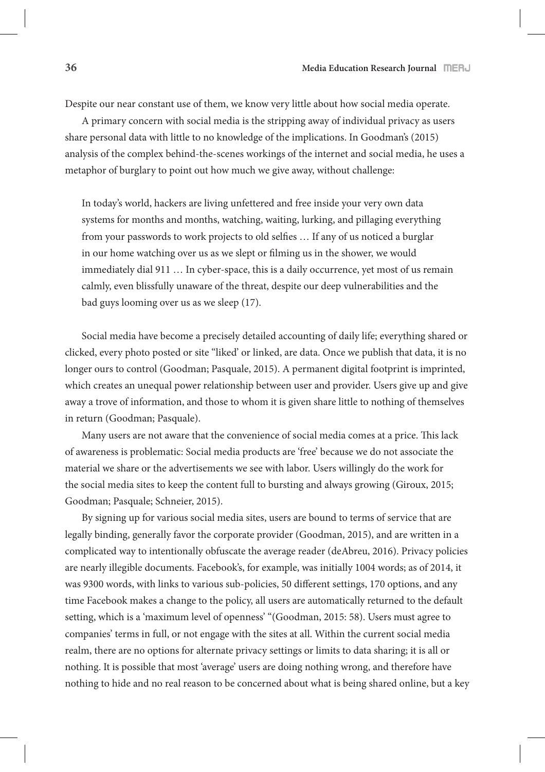Despite our near constant use of them, we know very little about how social media operate.

A primary concern with social media is the stripping away of individual privacy as users share personal data with little to no knowledge of the implications. In Goodman's (2015) analysis of the complex behind-the-scenes workings of the internet and social media, he uses a metaphor of burglary to point out how much we give away, without challenge:

> In today's world, hackers are living unfettered and free inside your very own data systems for months and months, watching, waiting, lurking, and pillaging everything from your passwords to work projects to old selfies … If any of us noticed a burglar in our home watching over us as we slept or filming us in the shower, we would immediately dial 911 … In cyber-space, this is a daily occurrence, yet most of us remain calmly, even blissfully unaware of the threat, despite our deep vulnerabilities and the bad guys looming over us as we sleep (17).

Social media have become a precisely detailed accounting of daily life; everything shared or clicked, every photo posted or site "liked' or linked, are data. Once we publish that data, it is no longer ours to control (Goodman; Pasquale, 2015). A permanent digital footprint is imprinted, which creates an unequal power relationship between user and provider. Users give up and give away a trove of information, and those to whom it is given share little to nothing of themselves in return (Goodman; Pasquale).

Many users are not aware that the convenience of social media comes at a price. This lack of awareness is problematic: Social media products are 'free' because we do not associate the material we share or the advertisements we see with labor. Users willingly do the work for the social media sites to keep the content full to bursting and always growing (Giroux, 2015; Goodman; Pasquale; Schneier, 2015).

By signing up for various social media sites, users are bound to terms of service that are legally binding, generally favor the corporate provider (Goodman, 2015), and are written in a complicated way to intentionally obfuscate the average reader (deAbreu, 2016). Privacy policies are nearly illegible documents. Facebook's, for example, was initially 1004 words; as of 2014, it was 9300 words, with links to various sub-policies, 50 different settings, 170 options, and any time Facebook makes a change to the policy, all users are automatically returned to the default setting, which is a 'maximum level of openness' "(Goodman, 2015: 58). Users must agree to companies' terms in full, or not engage with the sites at all. Within the current social media realm, there are no options for alternate privacy settings or limits to data sharing; it is all or nothing. It is possible that most 'average' users are doing nothing wrong, and therefore have nothing to hide and no real reason to be concerned about what is being shared online, but a key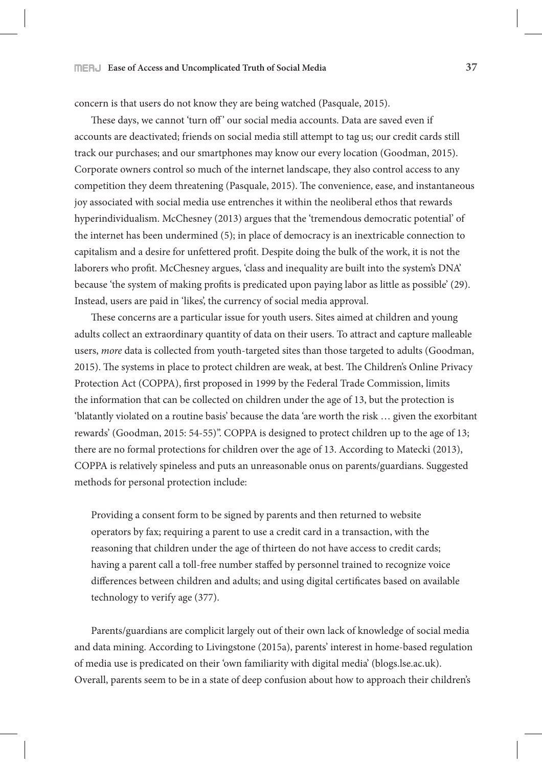concern is that users do not know they are being watched (Pasquale, 2015).

These days, we cannot 'turn off' our social media accounts. Data are saved even if accounts are deactivated; friends on social media still attempt to tag us; our credit cards still track our purchases; and our smartphones may know our every location (Goodman, 2015). Corporate owners control so much of the internet landscape, they also control access to any competition they deem threatening (Pasquale, 2015). The convenience, ease, and instantaneous joy associated with social media use entrenches it within the neoliberal ethos that rewards hyperindividualism. McChesney (2013) argues that the 'tremendous democratic potential' of the internet has been undermined (5); in place of democracy is an inextricable connection to capitalism and a desire for unfettered profit. Despite doing the bulk of the work, it is not the laborers who profit. McChesney argues, 'class and inequality are built into the system's DNA' because 'the system of making profits is predicated upon paying labor as little as possible' (29). Instead, users are paid in 'likes', the currency of social media approval.

These concerns are a particular issue for youth users. Sites aimed at children and young adults collect an extraordinary quantity of data on their users. To attract and capture malleable users, *more* data is collected from youth-targeted sites than those targeted to adults (Goodman, 2015). The systems in place to protect children are weak, at best. The Children's Online Privacy Protection Act (COPPA), first proposed in 1999 by the Federal Trade Commission, limits the information that can be collected on children under the age of 13, but the protection is 'blatantly violated on a routine basis' because the data 'are worth the risk … given the exorbitant rewards' (Goodman, 2015: 54-55)". COPPA is designed to protect children up to the age of 13; there are no formal protections for children over the age of 13. According to Matecki (2013), COPPA is relatively spineless and puts an unreasonable onus on parents/guardians. Suggested methods for personal protection include:

> Providing a consent form to be signed by parents and then returned to website operators by fax; requiring a parent to use a credit card in a transaction, with the reasoning that children under the age of thirteen do not have access to credit cards; having a parent call a toll-free number staffed by personnel trained to recognize voice differences between children and adults; and using digital certificates based on available technology to verify age (377).

Parents/guardians are complicit largely out of their own lack of knowledge of social media and data mining. According to Livingstone (2015a), parents' interest in home-based regulation of media use is predicated on their 'own familiarity with digital media' (blogs.lse.ac.uk). Overall, parents seem to be in a state of deep confusion about how to approach their children's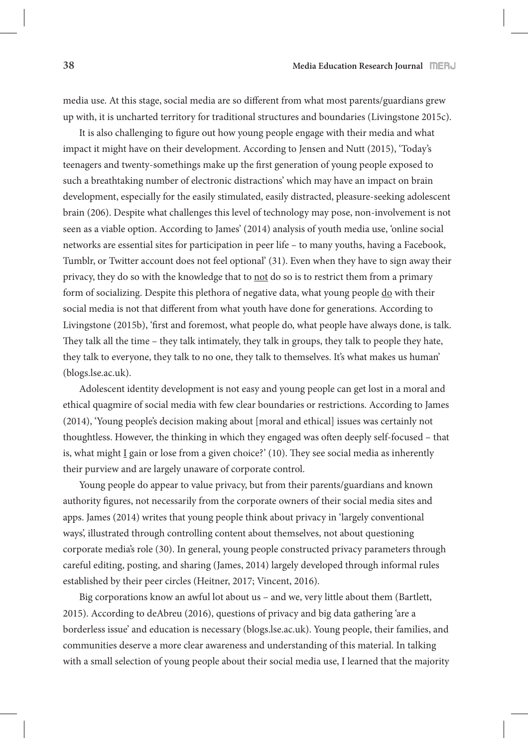media use. At this stage, social media are so different from what most parents/guardians grew up with, it is uncharted territory for traditional structures and boundaries (Livingstone 2015c).

It is also challenging to figure out how young people engage with their media and what impact it might have on their development. According to Jensen and Nutt (2015), 'Today's teenagers and twenty-somethings make up the first generation of young people exposed to such a breathtaking number of electronic distractions' which may have an impact on brain development, especially for the easily stimulated, easily distracted, pleasure-seeking adolescent brain (206). Despite what challenges this level of technology may pose, non-involvement is not seen as a viable option. According to James' (2014) analysis of youth media use, 'online social networks are essential sites for participation in peer life – to many youths, having a Facebook, Tumblr, or Twitter account does not feel optional' (31). Even when they have to sign away their privacy, they do so with the knowledge that to <u>not</u> do so is to restrict them from a primary form of socializing. Despite this plethora of negative data, what young people <u>do</u> with their social media is not that different from what youth have done for generations. According to Livingstone (2015b), 'first and foremost, what people do, what people have always done, is talk. They talk all the time – they talk intimately, they talk in groups, they talk to people they hate, they talk to everyone, they talk to no one, they talk to themselves. It's what makes us human' (blogs.lse.ac.uk).

Adolescent identity development is not easy and young people can get lost in a moral and ethical quagmire of social media with few clear boundaries or restrictions. According to James (2014), 'Young people's decision making about [moral and ethical] issues was certainly not thoughtless. However, the thinking in which they engaged was often deeply self-focused – that is, what might <u>I</u> gain or lose from a given choice?' (10). They see social media as inherently their purview and are largely unaware of corporate control.

Young people do appear to value privacy, but from their parents/guardians and known authority figures, not necessarily from the corporate owners of their social media sites and apps. James (2014) writes that young people think about privacy in 'largely conventional ways', illustrated through controlling content about themselves, not about questioning corporate media's role (30). In general, young people constructed privacy parameters through careful editing, posting, and sharing (James, 2014) largely developed through informal rules established by their peer circles (Heitner, 2017; Vincent, 2016).

Big corporations know an awful lot about us – and we, very little about them (Bartlett, 2015). According to deAbreu (2016), questions of privacy and big data gathering 'are a borderless issue' and education is necessary (blogs.lse.ac.uk). Young people, their families, and communities deserve a more clear awareness and understanding of this material. In talking with a small selection of young people about their social media use, I learned that the majority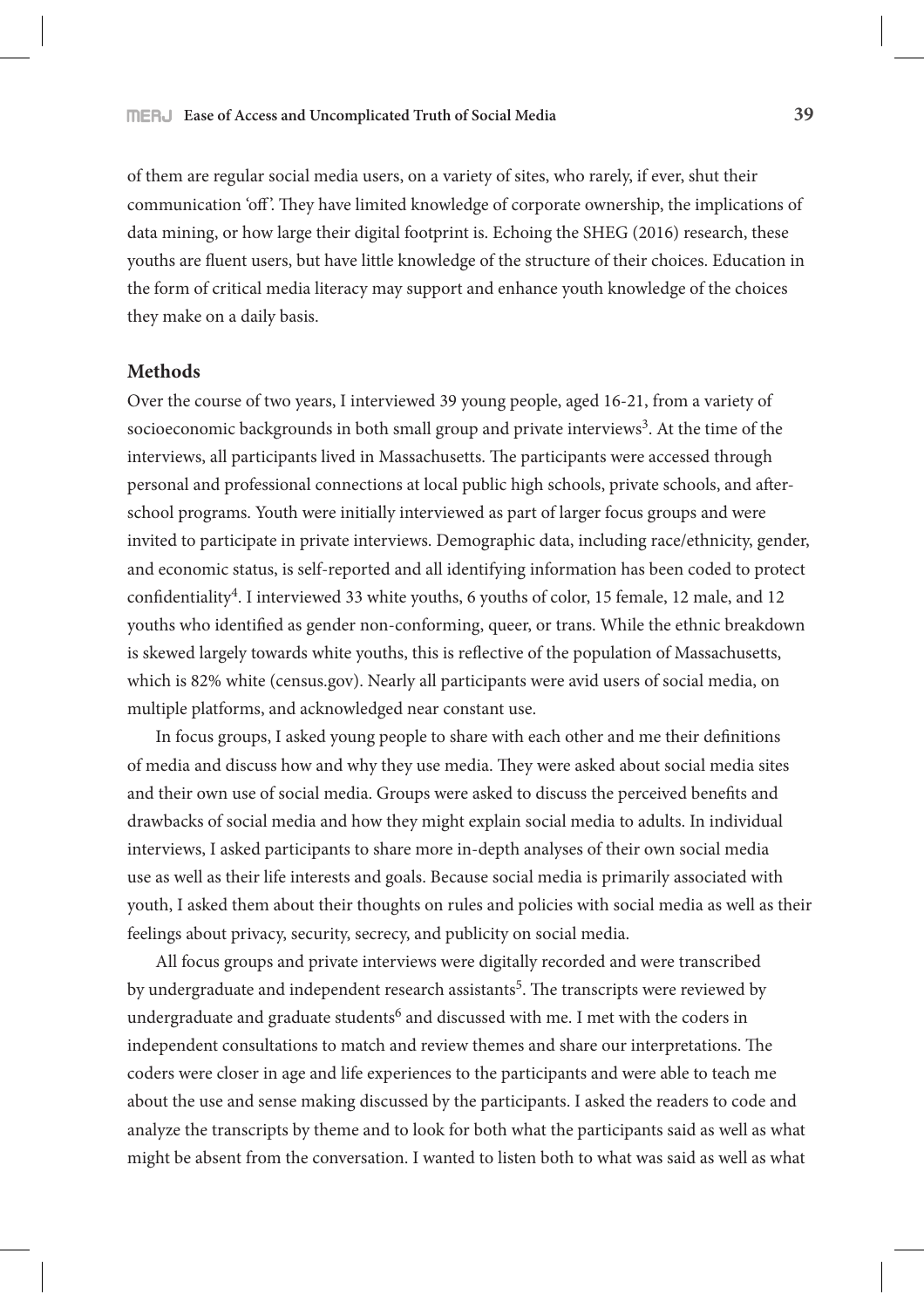of them are regular social media users, on a variety of sites, who rarely, if ever, shut their communication 'off'. They have limited knowledge of corporate ownership, the implications of data mining, or how large their digital footprint is. Echoing the SHEG (2016) research, these youths are fluent users, but have little knowledge of the structure of their choices. Education in the form of critical media literacy may support and enhance youth knowledge of the choices they make on a daily basis.

## Methods

Over the course of two years, I interviewed 39 young people, aged 16-21, from a variety of socioeconomic backgrounds in both small group and private interviews[3]. At the time of the interviews, all participants lived in Massachusetts. The participants were accessed through personal and professional connections at local public high schools, private schools, and after-school programs. Youth were initially interviewed as part of larger focus groups and were invited to participate in private interviews. Demographic data, including race/ethnicity, gender, and economic status, is self-reported and all identifying information has been coded to protect confidentiality[4]. I interviewed 33 white youths, 6 youths of color, 15 female, 12 male, and 12 youths who identified as gender non-conforming, queer, or trans. While the ethnic breakdown is skewed largely towards white youths, this is reflective of the population of Massachusetts, which is 82% white (census.gov). Nearly all participants were avid users of social media, on multiple platforms, and acknowledged near constant use.

In focus groups, I asked young people to share with each other and me their definitions of media and discuss how and why they use media. They were asked about social media sites and their own use of social media. Groups were asked to discuss the perceived benefits and drawbacks of social media and how they might explain social media to adults. In individual interviews, I asked participants to share more in-depth analyses of their own social media use as well as their life interests and goals. Because social media is primarily associated with youth, I asked them about their thoughts on rules and policies with social media as well as their feelings about privacy, security, secrecy, and publicity on social media.

All focus groups and private interviews were digitally recorded and were transcribed by undergraduate and independent research assistants[5]. The transcripts were reviewed by undergraduate and graduate students[6] and discussed with me. I met with the coders in independent consultations to match and review themes and share our interpretations. The coders were closer in age and life experiences to the participants and were able to teach me about the use and sense making discussed by the participants. I asked the readers to code and analyze the transcripts by theme and to look for both what the participants said as well as what might be absent from the conversation. I wanted to listen both to what was said as well as what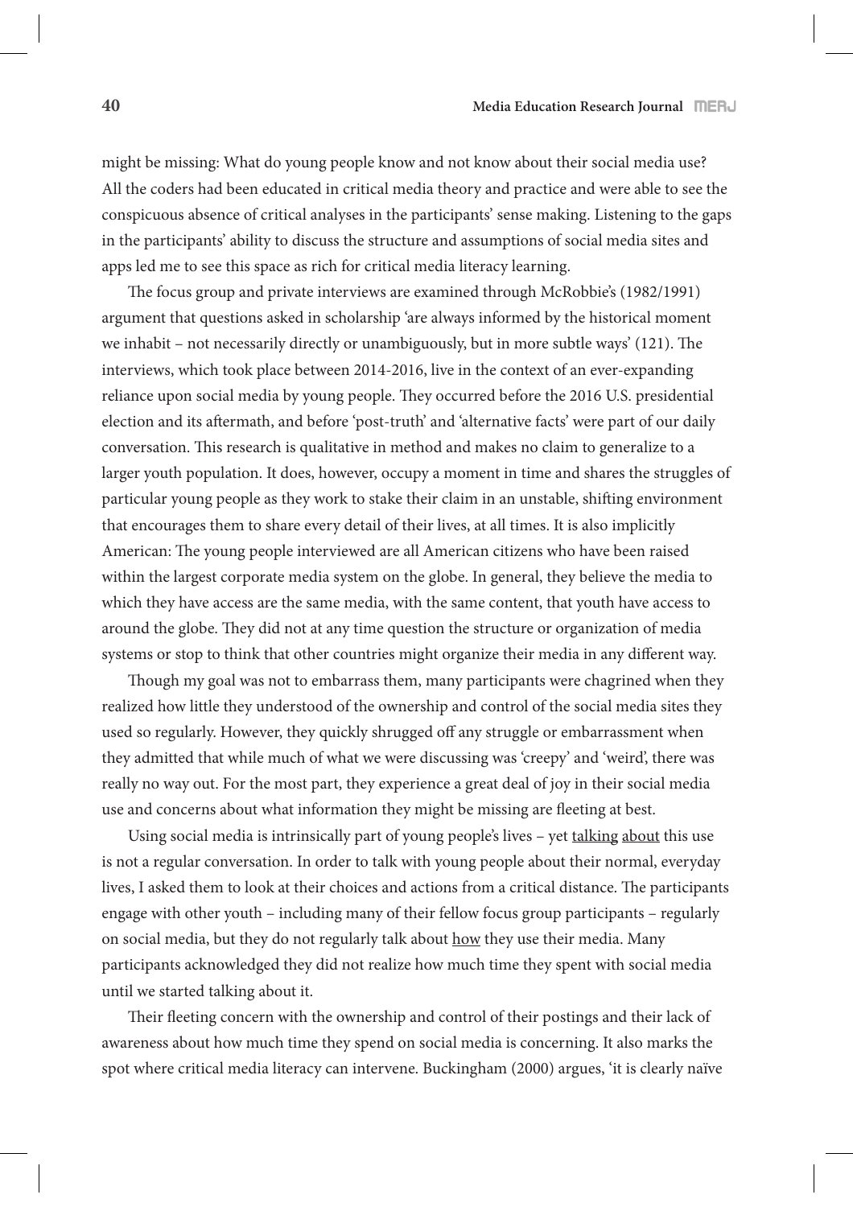might be missing: What do young people know and not know about their social media use? All the coders had been educated in critical media theory and practice and were able to see the conspicuous absence of critical analyses in the participants' sense making. Listening to the gaps in the participants' ability to discuss the structure and assumptions of social media sites and apps led me to see this space as rich for critical media literacy learning.

The focus group and private interviews are examined through McRobbie's (1982/1991) argument that questions asked in scholarship 'are always informed by the historical moment we inhabit – not necessarily directly or unambiguously, but in more subtle ways' (121). The interviews, which took place between 2014-2016, live in the context of an ever-expanding reliance upon social media by young people. They occurred before the 2016 U.S. presidential election and its aftermath, and before 'post-truth' and 'alternative facts' were part of our daily conversation. This research is qualitative in method and makes no claim to generalize to a larger youth population. It does, however, occupy a moment in time and shares the struggles of particular young people as they work to stake their claim in an unstable, shifting environment that encourages them to share every detail of their lives, at all times. It is also implicitly American: The young people interviewed are all American citizens who have been raised within the largest corporate media system on the globe. In general, they believe the media to which they have access are the same media, with the same content, that youth have access to around the globe. They did not at any time question the structure or organization of media systems or stop to think that other countries might organize their media in any different way.

Though my goal was not to embarrass them, many participants were chagrined when they realized how little they understood of the ownership and control of the social media sites they used so regularly. However, they quickly shrugged off any struggle or embarrassment when they admitted that while much of what we were discussing was 'creepy' and 'weird', there was really no way out. For the most part, they experience a great deal of joy in their social media use and concerns about what information they might be missing are fleeting at best.

Using social media is intrinsically part of young people's lives – yet talking about this use is not a regular conversation. In order to talk with young people about their normal, everyday lives, I asked them to look at their choices and actions from a critical distance. The participants engage with other youth – including many of their fellow focus group participants – regularly on social media, but they do not regularly talk about how they use their media. Many participants acknowledged they did not realize how much time they spent with social media until we started talking about it.

Their fleeting concern with the ownership and control of their postings and their lack of awareness about how much time they spend on social media is concerning. It also marks the spot where critical media literacy can intervene. Buckingham (2000) argues, 'it is clearly naïve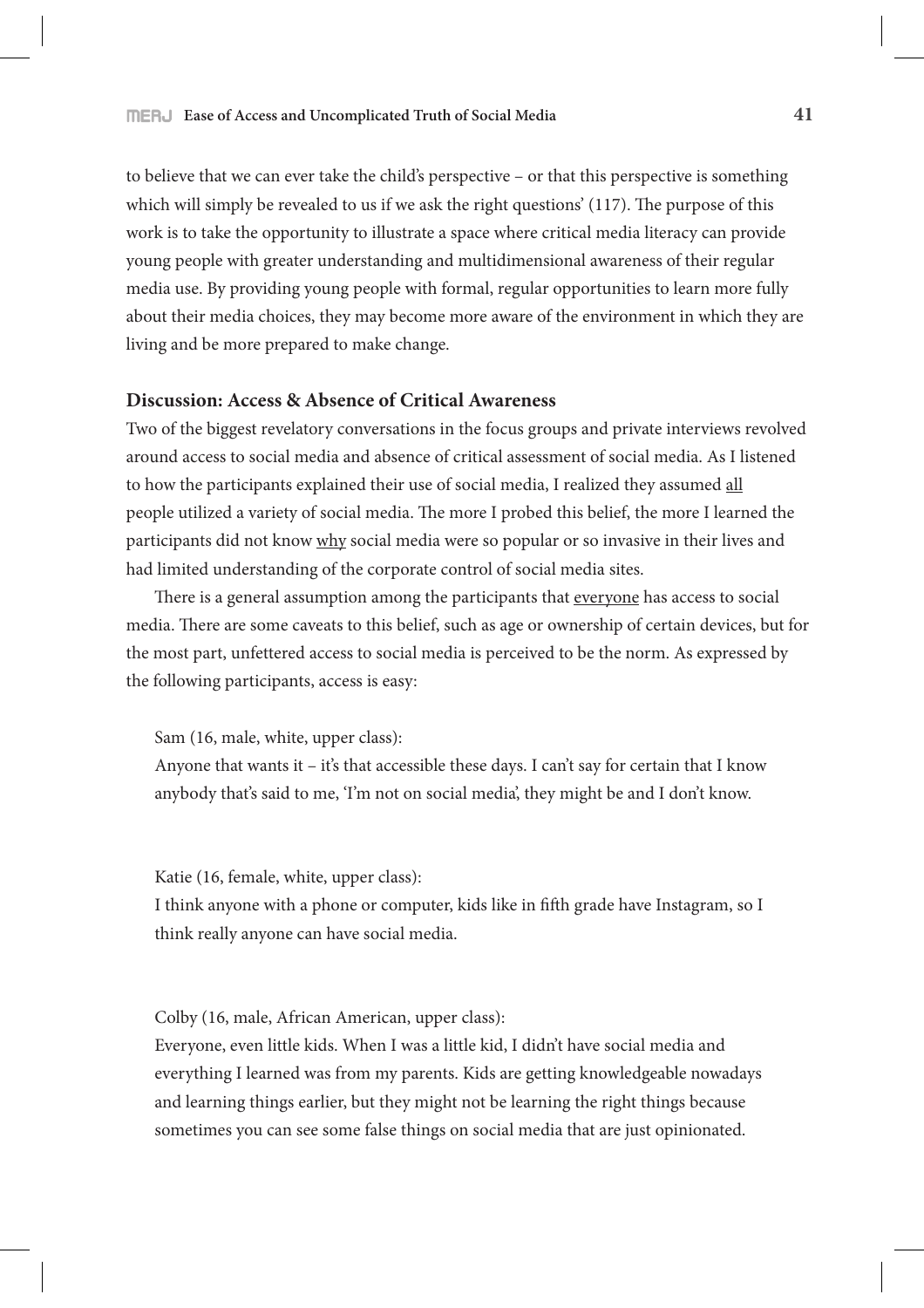to believe that we can ever take the child's perspective – or that this perspective is something which will simply be revealed to us if we ask the right questions' (117). The purpose of this work is to take the opportunity to illustrate a space where critical media literacy can provide young people with greater understanding and multidimensional awareness of their regular media use. By providing young people with formal, regular opportunities to learn more fully about their media choices, they may become more aware of the environment in which they are living and be more prepared to make change.

## Discussion: Access & Absence of Critical Awareness

Two of the biggest revelatory conversations in the focus groups and private interviews revolved around access to social media and absence of critical assessment of social media. As I listened to how the participants explained their use of social media, I realized they assumed <u>all</u> people utilized a variety of social media. The more I probed this belief, the more I learned the participants did not know <u>why</u> social media were so popular or so invasive in their lives and had limited understanding of the corporate control of social media sites.

There is a general assumption among the participants that <u>everyone</u> has access to social media. There are some caveats to this belief, such as age or ownership of certain devices, but for the most part, unfettered access to social media is perceived to be the norm. As expressed by the following participants, access is easy:

> Sam (16, male, white, upper class):
> Anyone that wants it – it's that accessible these days. I can't say for certain that I know anybody that's said to me, 'I'm not on social media', they might be and I don't know.

> Katie (16, female, white, upper class):
> I think anyone with a phone or computer, kids like in fifth grade have Instagram, so I think really anyone can have social media.

> Colby (16, male, African American, upper class):
> Everyone, even little kids. When I was a little kid, I didn't have social media and everything I learned was from my parents. Kids are getting knowledgeable nowadays and learning things earlier, but they might not be learning the right things because sometimes you can see some false things on social media that are just opinionated.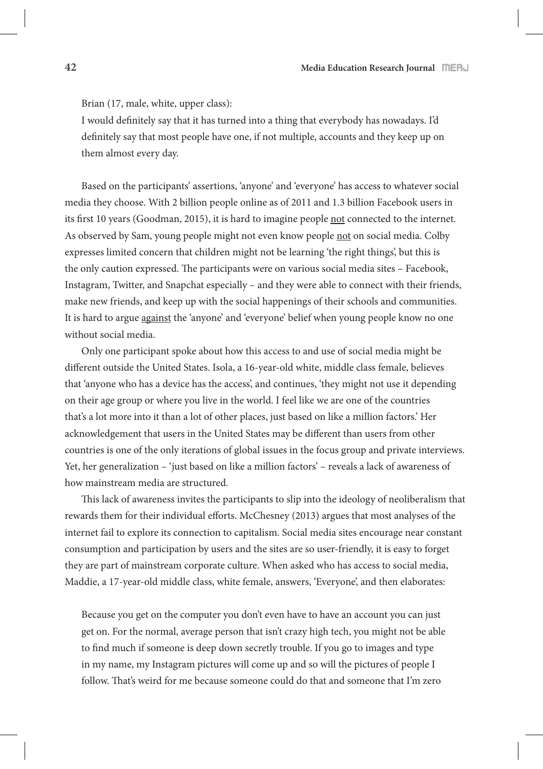Brian (17, male, white, upper class):

> I would definitely say that it has turned into a thing that everybody has nowadays. I'd definitely say that most people have one, if not multiple, accounts and they keep up on them almost every day.

Based on the participants' assertions, 'anyone' and 'everyone' has access to whatever social media they choose. With 2 billion people online as of 2011 and 1.3 billion Facebook users in its first 10 years (Goodman, 2015), it is hard to imagine people <u>not</u> connected to the internet. As observed by Sam, young people might not even know people <u>not</u> on social media. Colby expresses limited concern that children might not be learning 'the right things', but this is the only caution expressed. The participants were on various social media sites – Facebook, Instagram, Twitter, and Snapchat especially – and they were able to connect with their friends, make new friends, and keep up with the social happenings of their schools and communities. It is hard to argue <u>against</u> the 'anyone' and 'everyone' belief when young people know no one without social media.

Only one participant spoke about how this access to and use of social media might be different outside the United States. Isola, a 16-year-old white, middle class female, believes that 'anyone who has a device has the access', and continues, 'they might not use it depending on their age group or where you live in the world. I feel like we are one of the countries that's a lot more into it than a lot of other places, just based on like a million factors.' Her acknowledgement that users in the United States may be different than users from other countries is one of the only iterations of global issues in the focus group and private interviews. Yet, her generalization – 'just based on like a million factors' – reveals a lack of awareness of how mainstream media are structured.

This lack of awareness invites the participants to slip into the ideology of neoliberalism that rewards them for their individual efforts. McChesney (2013) argues that most analyses of the internet fail to explore its connection to capitalism. Social media sites encourage near constant consumption and participation by users and the sites are so user-friendly, it is easy to forget they are part of mainstream corporate culture. When asked who has access to social media, Maddie, a 17-year-old middle class, white female, answers, 'Everyone', and then elaborates:

> Because you get on the computer you don't even have to have an account you can just get on. For the normal, average person that isn't crazy high tech, you might not be able to find much if someone is deep down secretly trouble. If you go to images and type in my name, my Instagram pictures will come up and so will the pictures of people I follow. That's weird for me because someone could do that and someone that I'm zero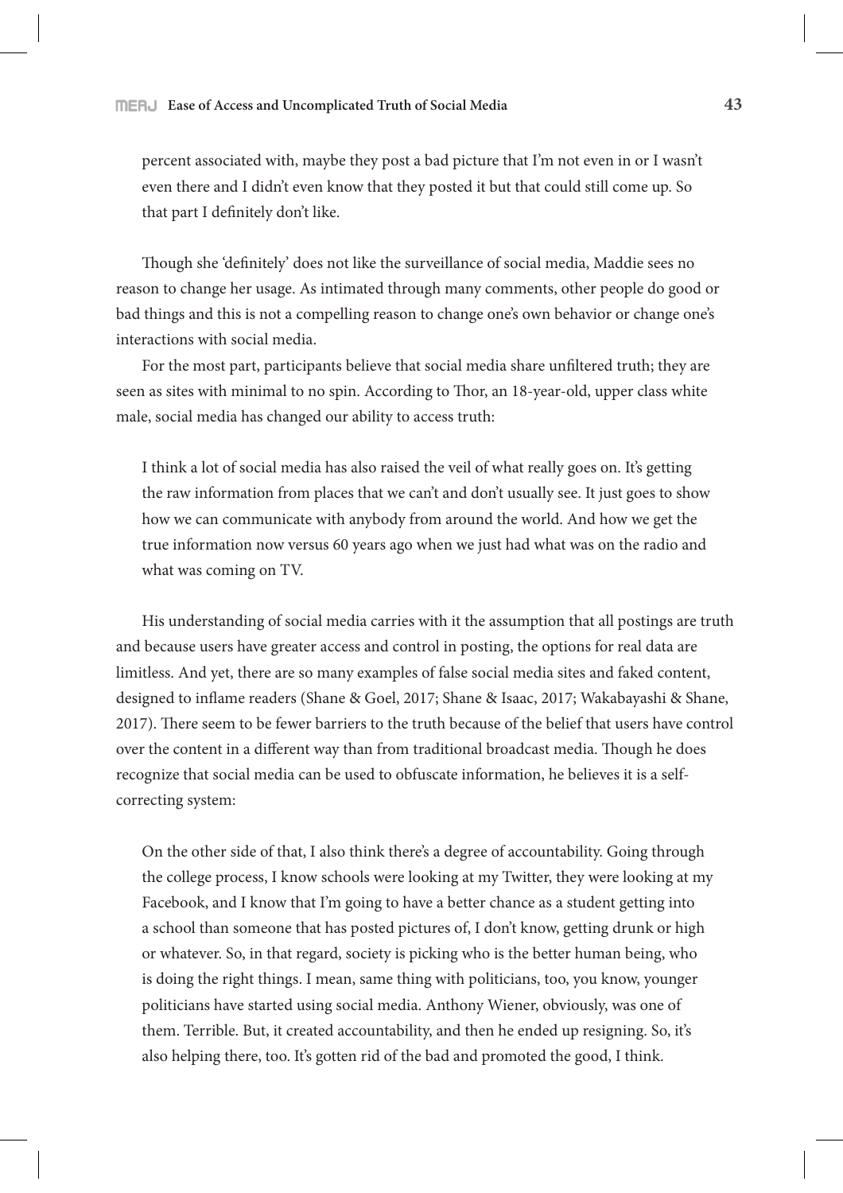> percent associated with, maybe they post a bad picture that I'm not even in or I wasn't even there and I didn't even know that they posted it but that could still come up. So that part I definitely don't like.

Though she 'definitely' does not like the surveillance of social media, Maddie sees no reason to change her usage. As intimated through many comments, other people do good or bad things and this is not a compelling reason to change one's own behavior or change one's interactions with social media.

For the most part, participants believe that social media share unfiltered truth; they are seen as sites with minimal to no spin. According to Thor, an 18-year-old, upper class white male, social media has changed our ability to access truth:

> I think a lot of social media has also raised the veil of what really goes on. It's getting the raw information from places that we can't and don't usually see. It just goes to show how we can communicate with anybody from around the world. And how we get the true information now versus 60 years ago when we just had what was on the radio and what was coming on TV.

His understanding of social media carries with it the assumption that all postings are truth and because users have greater access and control in posting, the options for real data are limitless. And yet, there are so many examples of false social media sites and faked content, designed to inflame readers (Shane & Goel, 2017; Shane & Isaac, 2017; Wakabayashi & Shane, 2017). There seem to be fewer barriers to the truth because of the belief that users have control over the content in a different way than from traditional broadcast media. Though he does recognize that social media can be used to obfuscate information, he believes it is a self-correcting system:

> On the other side of that, I also think there's a degree of accountability. Going through the college process, I know schools were looking at my Twitter, they were looking at my Facebook, and I know that I'm going to have a better chance as a student getting into a school than someone that has posted pictures of, I don't know, getting drunk or high or whatever. So, in that regard, society is picking who is the better human being, who is doing the right things. I mean, same thing with politicians, too, you know, younger politicians have started using social media. Anthony Wiener, obviously, was one of them. Terrible. But, it created accountability, and then he ended up resigning. So, it's also helping there, too. It's gotten rid of the bad and promoted the good, I think.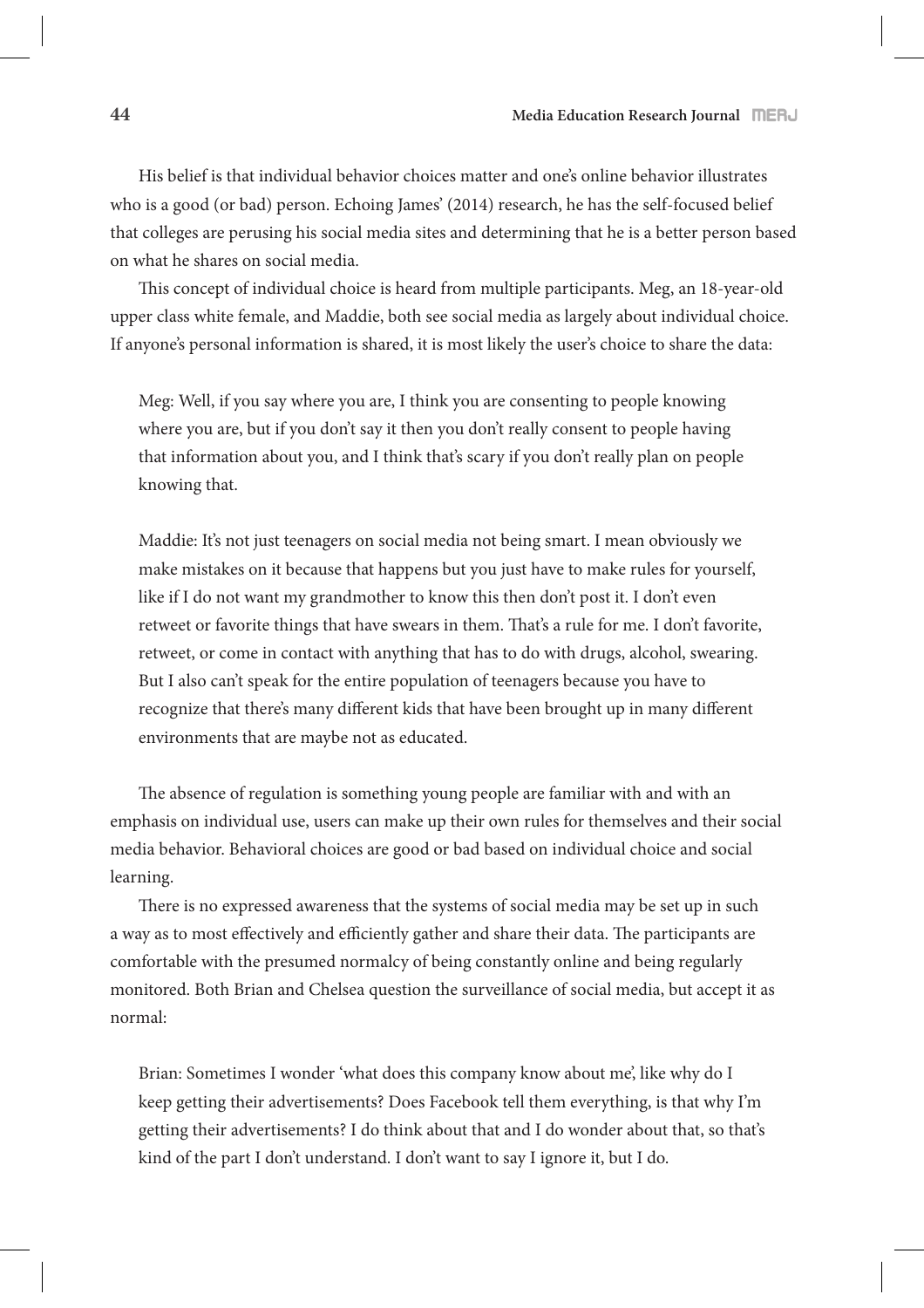His belief is that individual behavior choices matter and one's online behavior illustrates who is a good (or bad) person. Echoing James' (2014) research, he has the self-focused belief that colleges are perusing his social media sites and determining that he is a better person based on what he shares on social media.

This concept of individual choice is heard from multiple participants. Meg, an 18-year-old upper class white female, and Maddie, both see social media as largely about individual choice. If anyone's personal information is shared, it is most likely the user's choice to share the data:

> Meg: Well, if you say where you are, I think you are consenting to people knowing where you are, but if you don't say it then you don't really consent to people having that information about you, and I think that's scary if you don't really plan on people knowing that.

> Maddie: It's not just teenagers on social media not being smart. I mean obviously we make mistakes on it because that happens but you just have to make rules for yourself, like if I do not want my grandmother to know this then don't post it. I don't even retweet or favorite things that have swears in them. That's a rule for me. I don't favorite, retweet, or come in contact with anything that has to do with drugs, alcohol, swearing. But I also can't speak for the entire population of teenagers because you have to recognize that there's many different kids that have been brought up in many different environments that are maybe not as educated.

The absence of regulation is something young people are familiar with and with an emphasis on individual use, users can make up their own rules for themselves and their social media behavior. Behavioral choices are good or bad based on individual choice and social learning.

There is no expressed awareness that the systems of social media may be set up in such a way as to most effectively and efficiently gather and share their data. The participants are comfortable with the presumed normalcy of being constantly online and being regularly monitored. Both Brian and Chelsea question the surveillance of social media, but accept it as normal:

> Brian: Sometimes I wonder 'what does this company know about me', like why do I keep getting their advertisements? Does Facebook tell them everything, is that why I'm getting their advertisements? I do think about that and I do wonder about that, so that's kind of the part I don't understand. I don't want to say I ignore it, but I do.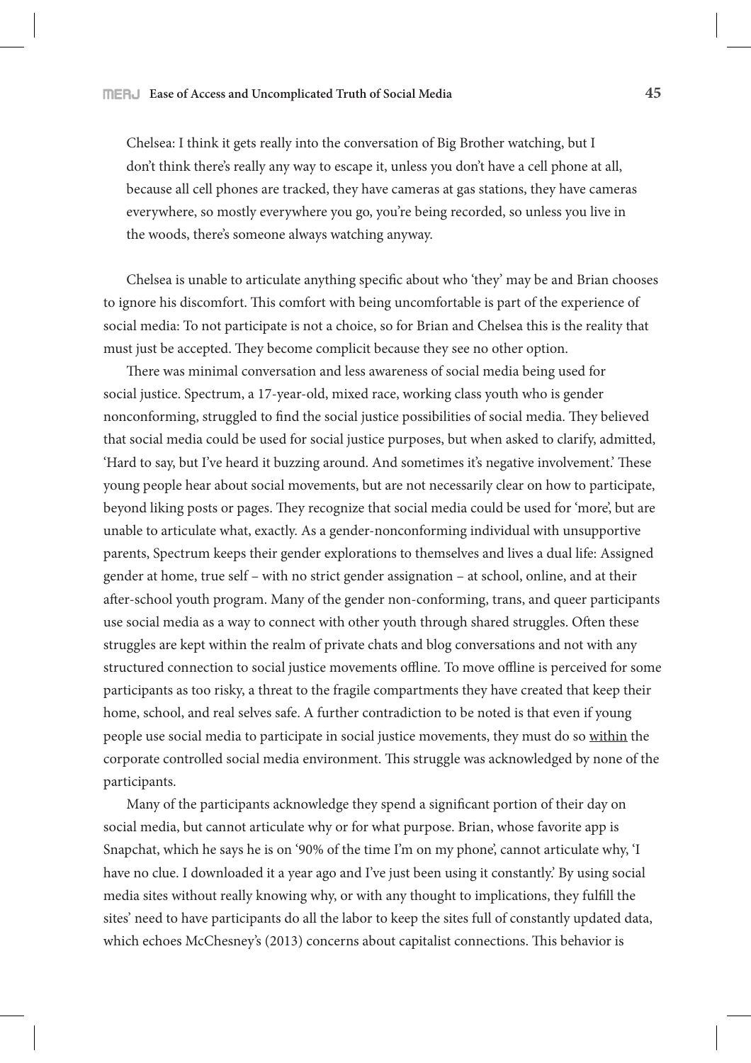Chelsea: I think it gets really into the conversation of Big Brother watching, but I don't think there's really any way to escape it, unless you don't have a cell phone at all, because all cell phones are tracked, they have cameras at gas stations, they have cameras everywhere, so mostly everywhere you go, you're being recorded, so unless you live in the woods, there's someone always watching anyway.

Chelsea is unable to articulate anything specific about who 'they' may be and Brian chooses to ignore his discomfort. This comfort with being uncomfortable is part of the experience of social media: To not participate is not a choice, so for Brian and Chelsea this is the reality that must just be accepted. They become complicit because they see no other option.

There was minimal conversation and less awareness of social media being used for social justice. Spectrum, a 17-year-old, mixed race, working class youth who is gender nonconforming, struggled to find the social justice possibilities of social media. They believed that social media could be used for social justice purposes, but when asked to clarify, admitted, 'Hard to say, but I've heard it buzzing around. And sometimes it's negative involvement.' These young people hear about social movements, but are not necessarily clear on how to participate, beyond liking posts or pages. They recognize that social media could be used for 'more', but are unable to articulate what, exactly. As a gender-nonconforming individual with unsupportive parents, Spectrum keeps their gender explorations to themselves and lives a dual life: Assigned gender at home, true self – with no strict gender assignation – at school, online, and at their after-school youth program. Many of the gender non-conforming, trans, and queer participants use social media as a way to connect with other youth through shared struggles. Often these struggles are kept within the realm of private chats and blog conversations and not with any structured connection to social justice movements offline. To move offline is perceived for some participants as too risky, a threat to the fragile compartments they have created that keep their home, school, and real selves safe. A further contradiction to be noted is that even if young people use social media to participate in social justice movements, they must do so <u>within</u> the corporate controlled social media environment. This struggle was acknowledged by none of the participants.

Many of the participants acknowledge they spend a significant portion of their day on social media, but cannot articulate why or for what purpose. Brian, whose favorite app is Snapchat, which he says he is on '90% of the time I'm on my phone', cannot articulate why, 'I have no clue. I downloaded it a year ago and I've just been using it constantly.' By using social media sites without really knowing why, or with any thought to implications, they fulfill the sites' need to have participants do all the labor to keep the sites full of constantly updated data, which echoes McChesney's (2013) concerns about capitalist connections. This behavior is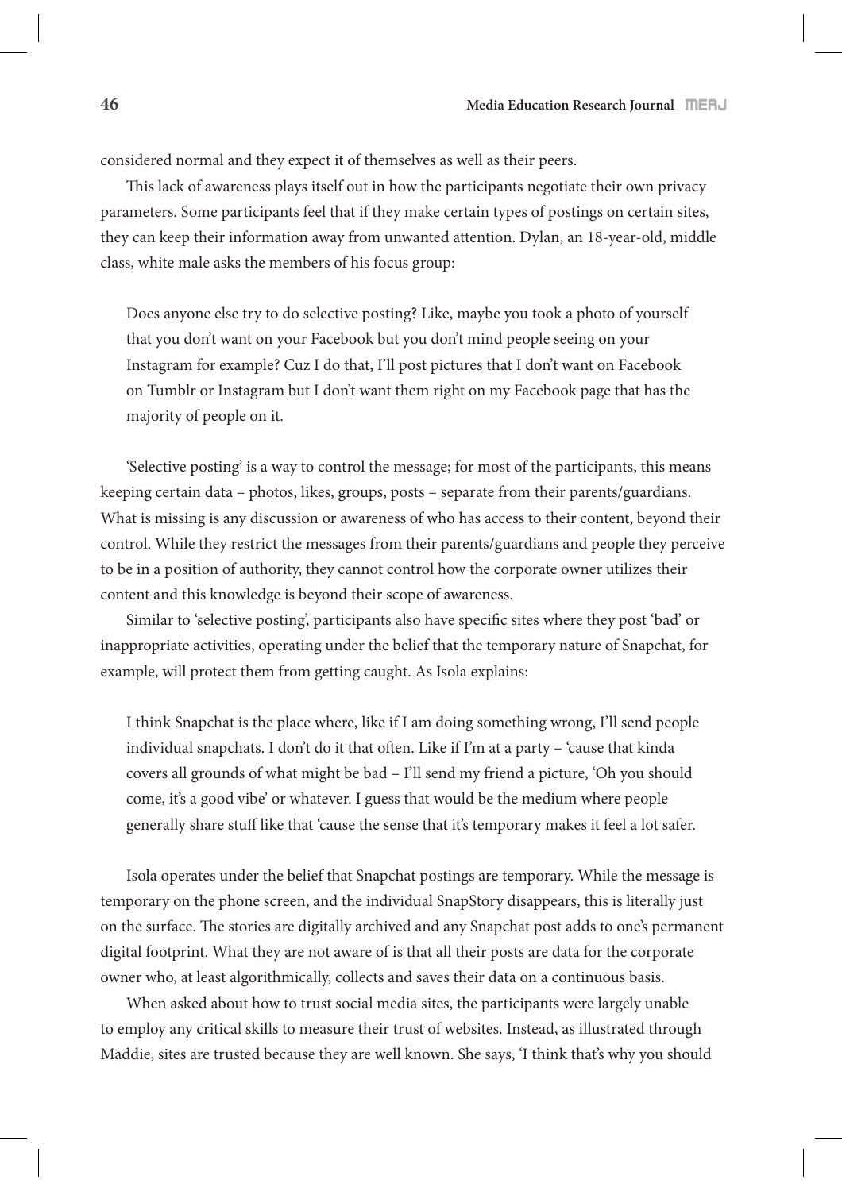considered normal and they expect it of themselves as well as their peers.

This lack of awareness plays itself out in how the participants negotiate their own privacy parameters. Some participants feel that if they make certain types of postings on certain sites, they can keep their information away from unwanted attention. Dylan, an 18-year-old, middle class, white male asks the members of his focus group:

> Does anyone else try to do selective posting? Like, maybe you took a photo of yourself that you don't want on your Facebook but you don't mind people seeing on your Instagram for example? Cuz I do that, I'll post pictures that I don't want on Facebook on Tumblr or Instagram but I don't want them right on my Facebook page that has the majority of people on it.

'Selective posting' is a way to control the message; for most of the participants, this means keeping certain data – photos, likes, groups, posts – separate from their parents/guardians. What is missing is any discussion or awareness of who has access to their content, beyond their control. While they restrict the messages from their parents/guardians and people they perceive to be in a position of authority, they cannot control how the corporate owner utilizes their content and this knowledge is beyond their scope of awareness.

Similar to 'selective posting', participants also have specific sites where they post 'bad' or inappropriate activities, operating under the belief that the temporary nature of Snapchat, for example, will protect them from getting caught. As Isola explains:

> I think Snapchat is the place where, like if I am doing something wrong, I'll send people individual snapchats. I don't do it that often. Like if I'm at a party – 'cause that kinda covers all grounds of what might be bad – I'll send my friend a picture, 'Oh you should come, it's a good vibe' or whatever. I guess that would be the medium where people generally share stuff like that 'cause the sense that it's temporary makes it feel a lot safer.

Isola operates under the belief that Snapchat postings are temporary. While the message is temporary on the phone screen, and the individual SnapStory disappears, this is literally just on the surface. The stories are digitally archived and any Snapchat post adds to one's permanent digital footprint. What they are not aware of is that all their posts are data for the corporate owner who, at least algorithmically, collects and saves their data on a continuous basis.

When asked about how to trust social media sites, the participants were largely unable to employ any critical skills to measure their trust of websites. Instead, as illustrated through Maddie, sites are trusted because they are well known. She says, 'I think that's why you should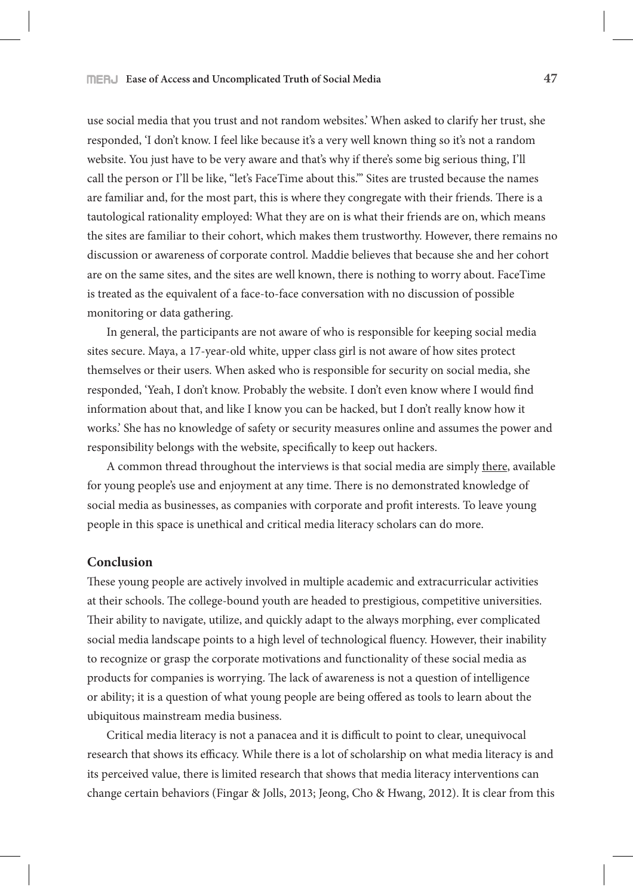use social media that you trust and not random websites.' When asked to clarify her trust, she responded, 'I don't know. I feel like because it's a very well known thing so it's not a random website. You just have to be very aware and that's why if there's some big serious thing, I'll call the person or I'll be like, "let's FaceTime about this."' Sites are trusted because the names are familiar and, for the most part, this is where they congregate with their friends. There is a tautological rationality employed: What they are on is what their friends are on, which means the sites are familiar to their cohort, which makes them trustworthy. However, there remains no discussion or awareness of corporate control. Maddie believes that because she and her cohort are on the same sites, and the sites are well known, there is nothing to worry about. FaceTime is treated as the equivalent of a face-to-face conversation with no discussion of possible monitoring or data gathering.

In general, the participants are not aware of who is responsible for keeping social media sites secure. Maya, a 17-year-old white, upper class girl is not aware of how sites protect themselves or their users. When asked who is responsible for security on social media, she responded, 'Yeah, I don't know. Probably the website. I don't even know where I would find information about that, and like I know you can be hacked, but I don't really know how it works.' She has no knowledge of safety or security measures online and assumes the power and responsibility belongs with the website, specifically to keep out hackers.

A common thread throughout the interviews is that social media are simply there, available for young people's use and enjoyment at any time. There is no demonstrated knowledge of social media as businesses, as companies with corporate and profit interests. To leave young people in this space is unethical and critical media literacy scholars can do more.

## Conclusion

These young people are actively involved in multiple academic and extracurricular activities at their schools. The college-bound youth are headed to prestigious, competitive universities. Their ability to navigate, utilize, and quickly adapt to the always morphing, ever complicated social media landscape points to a high level of technological fluency. However, their inability to recognize or grasp the corporate motivations and functionality of these social media as products for companies is worrying. The lack of awareness is not a question of intelligence or ability; it is a question of what young people are being offered as tools to learn about the ubiquitous mainstream media business.

Critical media literacy is not a panacea and it is difficult to point to clear, unequivocal research that shows its efficacy. While there is a lot of scholarship on what media literacy is and its perceived value, there is limited research that shows that media literacy interventions can change certain behaviors (Fingar & Jolls, 2013; Jeong, Cho & Hwang, 2012). It is clear from this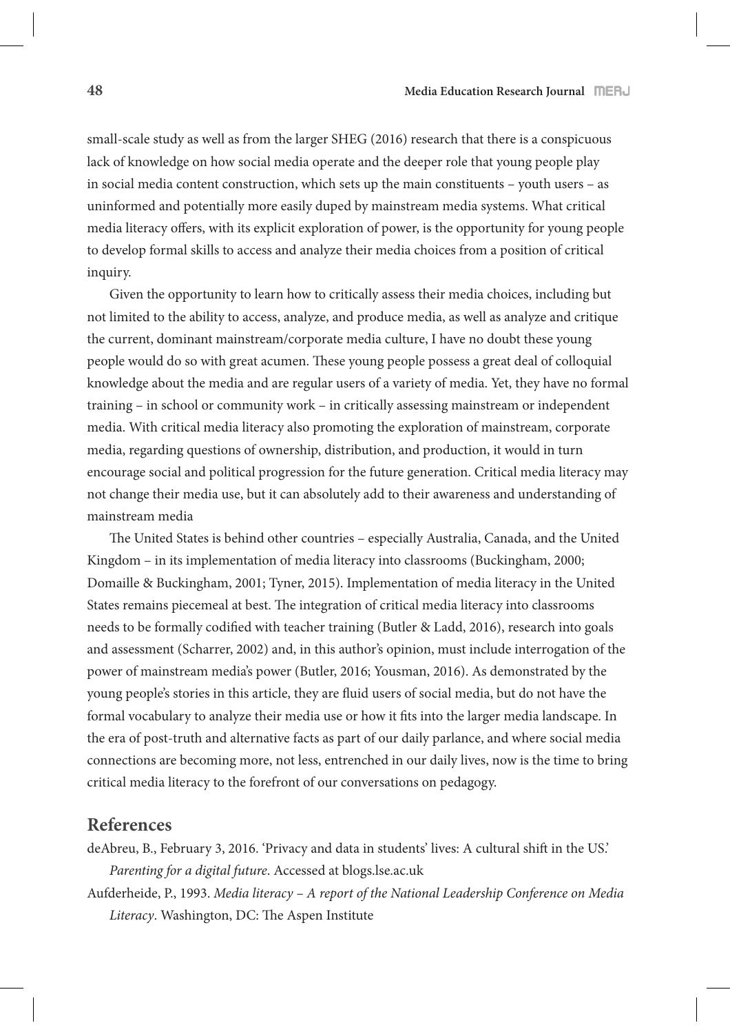small-scale study as well as from the larger SHEG (2016) research that there is a conspicuous lack of knowledge on how social media operate and the deeper role that young people play in social media content construction, which sets up the main constituents – youth users – as uninformed and potentially more easily duped by mainstream media systems. What critical media literacy offers, with its explicit exploration of power, is the opportunity for young people to develop formal skills to access and analyze their media choices from a position of critical inquiry.

Given the opportunity to learn how to critically assess their media choices, including but not limited to the ability to access, analyze, and produce media, as well as analyze and critique the current, dominant mainstream/corporate media culture, I have no doubt these young people would do so with great acumen. These young people possess a great deal of colloquial knowledge about the media and are regular users of a variety of media. Yet, they have no formal training – in school or community work – in critically assessing mainstream or independent media. With critical media literacy also promoting the exploration of mainstream, corporate media, regarding questions of ownership, distribution, and production, it would in turn encourage social and political progression for the future generation. Critical media literacy may not change their media use, but it can absolutely add to their awareness and understanding of mainstream media

The United States is behind other countries – especially Australia, Canada, and the United Kingdom – in its implementation of media literacy into classrooms (Buckingham, 2000; Domaille & Buckingham, 2001; Tyner, 2015). Implementation of media literacy in the United States remains piecemeal at best. The integration of critical media literacy into classrooms needs to be formally codified with teacher training (Butler & Ladd, 2016), research into goals and assessment (Scharrer, 2002) and, in this author's opinion, must include interrogation of the power of mainstream media's power (Butler, 2016; Yousman, 2016). As demonstrated by the young people's stories in this article, they are fluid users of social media, but do not have the formal vocabulary to analyze their media use or how it fits into the larger media landscape. In the era of post-truth and alternative facts as part of our daily parlance, and where social media connections are becoming more, not less, entrenched in our daily lives, now is the time to bring critical media literacy to the forefront of our conversations on pedagogy.

## References

deAbreu, B., February 3, 2016. 'Privacy and data in students' lives: A cultural shift in the US.' *Parenting for a digital future*. Accessed at blogs.lse.ac.uk

Aufderheide, P., 1993. *Media literacy – A report of the National Leadership Conference on Media Literacy*. Washington, DC: The Aspen Institute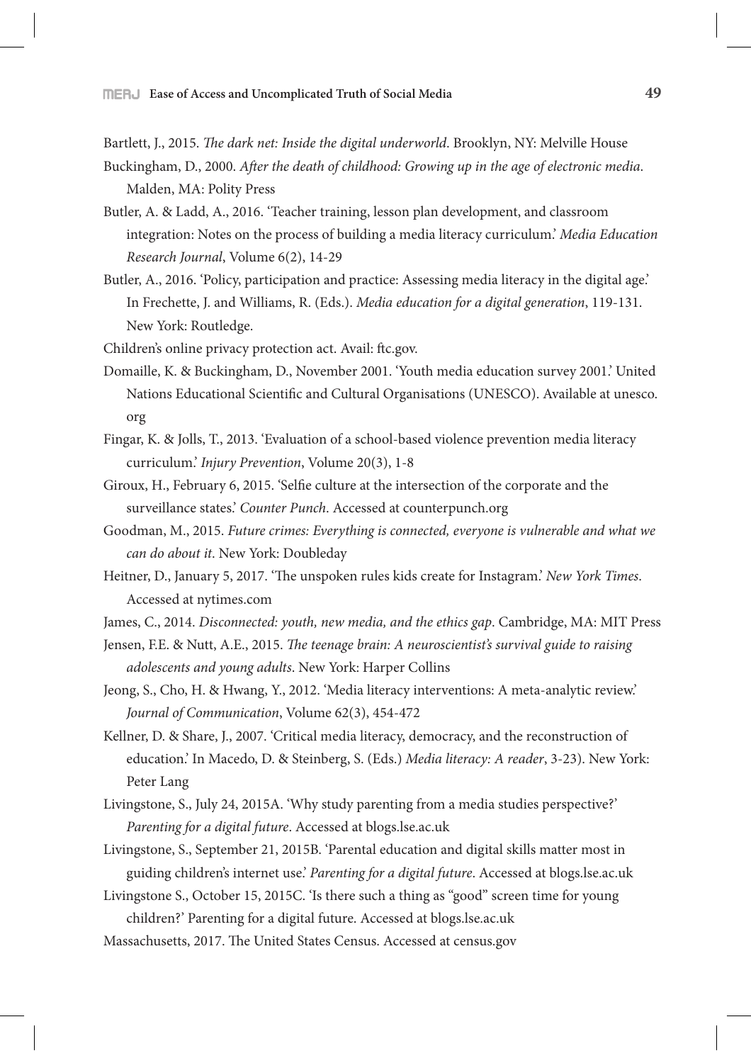Bartlett, J., 2015. *The dark net: Inside the digital underworld*. Brooklyn, NY: Melville House

Buckingham, D., 2000. *After the death of childhood: Growing up in the age of electronic media*. Malden, MA: Polity Press

Butler, A. & Ladd, A., 2016. 'Teacher training, lesson plan development, and classroom integration: Notes on the process of building a media literacy curriculum.' *Media Education Research Journal*, Volume 6(2), 14-29

Butler, A., 2016. 'Policy, participation and practice: Assessing media literacy in the digital age.' In Frechette, J. and Williams, R. (Eds.). *Media education for a digital generation*, 119-131. New York: Routledge.

Children's online privacy protection act. Avail: ftc.gov.

Domaille, K. & Buckingham, D., November 2001. 'Youth media education survey 2001.' United Nations Educational Scientific and Cultural Organisations (UNESCO). Available at unesco.org

Fingar, K. & Jolls, T., 2013. 'Evaluation of a school-based violence prevention media literacy curriculum.' *Injury Prevention*, Volume 20(3), 1-8

Giroux, H., February 6, 2015. 'Selfie culture at the intersection of the corporate and the surveillance states.' *Counter Punch*. Accessed at counterpunch.org

Goodman, M., 2015. *Future crimes: Everything is connected, everyone is vulnerable and what we can do about it*. New York: Doubleday

Heitner, D., January 5, 2017. 'The unspoken rules kids create for Instagram.' *New York Times*. Accessed at nytimes.com

James, C., 2014. *Disconnected: youth, new media, and the ethics gap*. Cambridge, MA: MIT Press

Jensen, F.E. & Nutt, A.E., 2015. *The teenage brain: A neuroscientist's survival guide to raising adolescents and young adults*. New York: Harper Collins

Jeong, S., Cho, H. & Hwang, Y., 2012. 'Media literacy interventions: A meta-analytic review.' *Journal of Communication*, Volume 62(3), 454-472

Kellner, D. & Share, J., 2007. 'Critical media literacy, democracy, and the reconstruction of education.' In Macedo, D. & Steinberg, S. (Eds.) *Media literacy: A reader*, 3-23). New York: Peter Lang

Livingstone, S., July 24, 2015A. 'Why study parenting from a media studies perspective?' *Parenting for a digital future*. Accessed at blogs.lse.ac.uk

Livingstone, S., September 21, 2015B. 'Parental education and digital skills matter most in guiding children's internet use.' *Parenting for a digital future*. Accessed at blogs.lse.ac.uk

Livingstone S., October 15, 2015C. 'Is there such a thing as "good" screen time for young children?' Parenting for a digital future. Accessed at blogs.lse.ac.uk

Massachusetts, 2017. The United States Census. Accessed at census.gov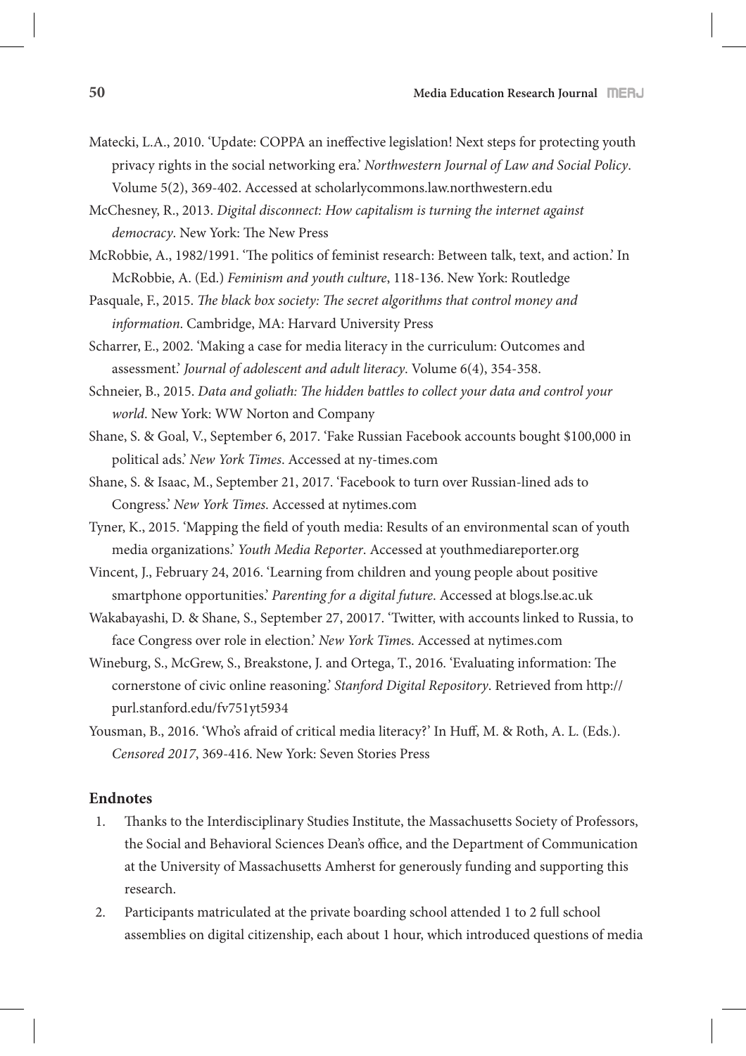Matecki, L.A., 2010. 'Update: COPPA an ineffective legislation! Next steps for protecting youth privacy rights in the social networking era.' *Northwestern Journal of Law and Social Policy*. Volume 5(2), 369-402. Accessed at scholarlycommons.law.northwestern.edu

McChesney, R., 2013. *Digital disconnect: How capitalism is turning the internet against democracy*. New York: The New Press

McRobbie, A., 1982/1991. 'The politics of feminist research: Between talk, text, and action.' In McRobbie, A. (Ed.) *Feminism and youth culture*, 118-136. New York: Routledge

Pasquale, F., 2015. *The black box society: The secret algorithms that control money and information*. Cambridge, MA: Harvard University Press

Scharrer, E., 2002. 'Making a case for media literacy in the curriculum: Outcomes and assessment.' *Journal of adolescent and adult literacy*. Volume 6(4), 354-358.

Schneier, B., 2015. *Data and goliath: The hidden battles to collect your data and control your world*. New York: WW Norton and Company

Shane, S. & Goal, V., September 6, 2017. 'Fake Russian Facebook accounts bought $100,000 in political ads.' *New York Times*. Accessed at ny-times.com

Shane, S. & Isaac, M., September 21, 2017. 'Facebook to turn over Russian-lined ads to Congress.' *New York Times*. Accessed at nytimes.com

Tyner, K., 2015. 'Mapping the field of youth media: Results of an environmental scan of youth media organizations.' *Youth Media Reporter*. Accessed at youthmediareporter.org

Vincent, J., February 24, 2016. 'Learning from children and young people about positive smartphone opportunities.' *Parenting for a digital future*. Accessed at blogs.lse.ac.uk

Wakabayashi, D. & Shane, S., September 27, 20017. 'Twitter, with accounts linked to Russia, to face Congress over role in election.' *New York Times*. Accessed at nytimes.com

Wineburg, S., McGrew, S., Breakstone, J. and Ortega, T., 2016. 'Evaluating information: The cornerstone of civic online reasoning.' *Stanford Digital Repository*. Retrieved from http://purl.stanford.edu/fv751yt5934

Yousman, B., 2016. 'Who's afraid of critical media literacy?' In Huff, M. & Roth, A. L. (Eds.). *Censored 2017*, 369-416. New York: Seven Stories Press

## Endnotes

1. Thanks to the Interdisciplinary Studies Institute, the Massachusetts Society of Professors, the Social and Behavioral Sciences Dean's office, and the Department of Communication at the University of Massachusetts Amherst for generously funding and supporting this research.
2. Participants matriculated at the private boarding school attended 1 to 2 full school assemblies on digital citizenship, each about 1 hour, which introduced questions of media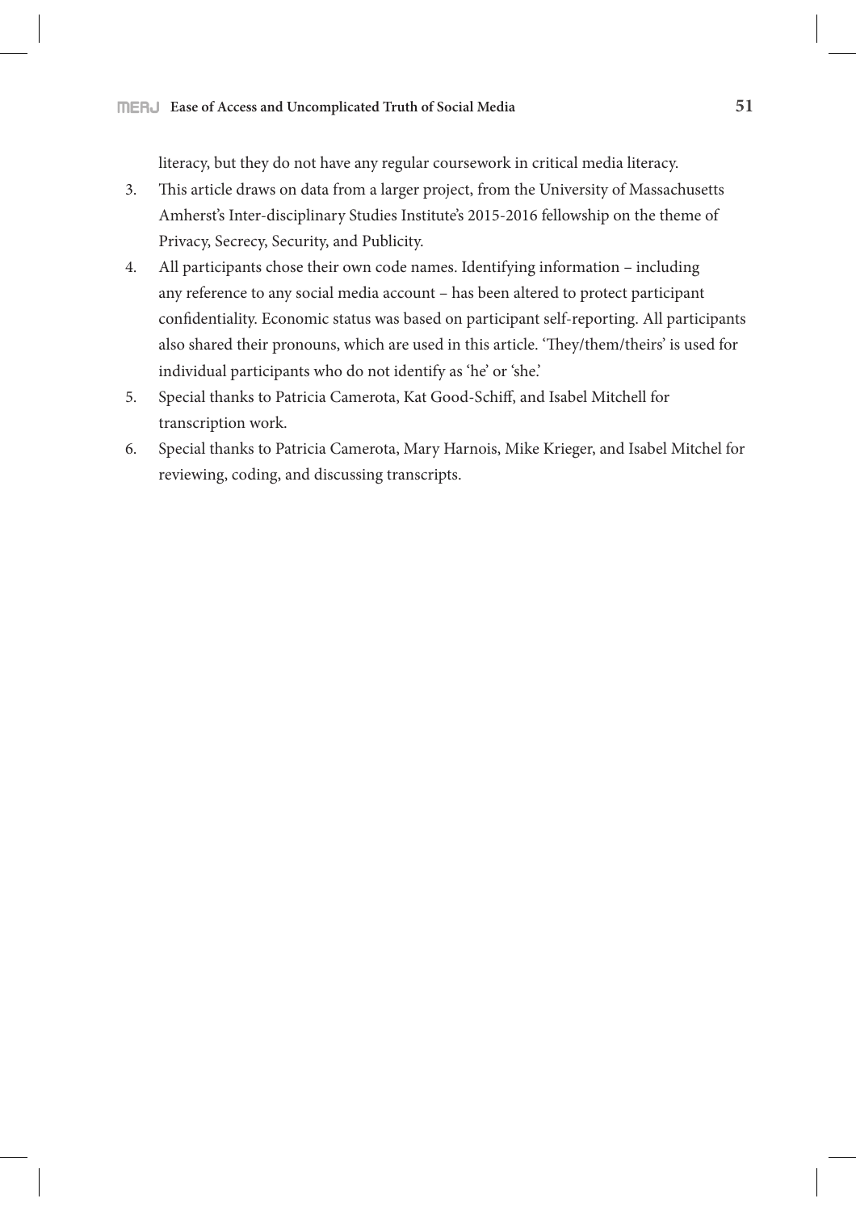literacy, but they do not have any regular coursework in critical media literacy.

3. This article draws on data from a larger project, from the University of Massachusetts Amherst's Inter-disciplinary Studies Institute's 2015-2016 fellowship on the theme of Privacy, Secrecy, Security, and Publicity.
4. All participants chose their own code names. Identifying information – including any reference to any social media account – has been altered to protect participant confidentiality. Economic status was based on participant self-reporting. All participants also shared their pronouns, which are used in this article. 'They/them/theirs' is used for individual participants who do not identify as 'he' or 'she.'
5. Special thanks to Patricia Camerota, Kat Good-Schiff, and Isabel Mitchell for transcription work.
6. Special thanks to Patricia Camerota, Mary Harnois, Mike Krieger, and Isabel Mitchel for reviewing, coding, and discussing transcripts.